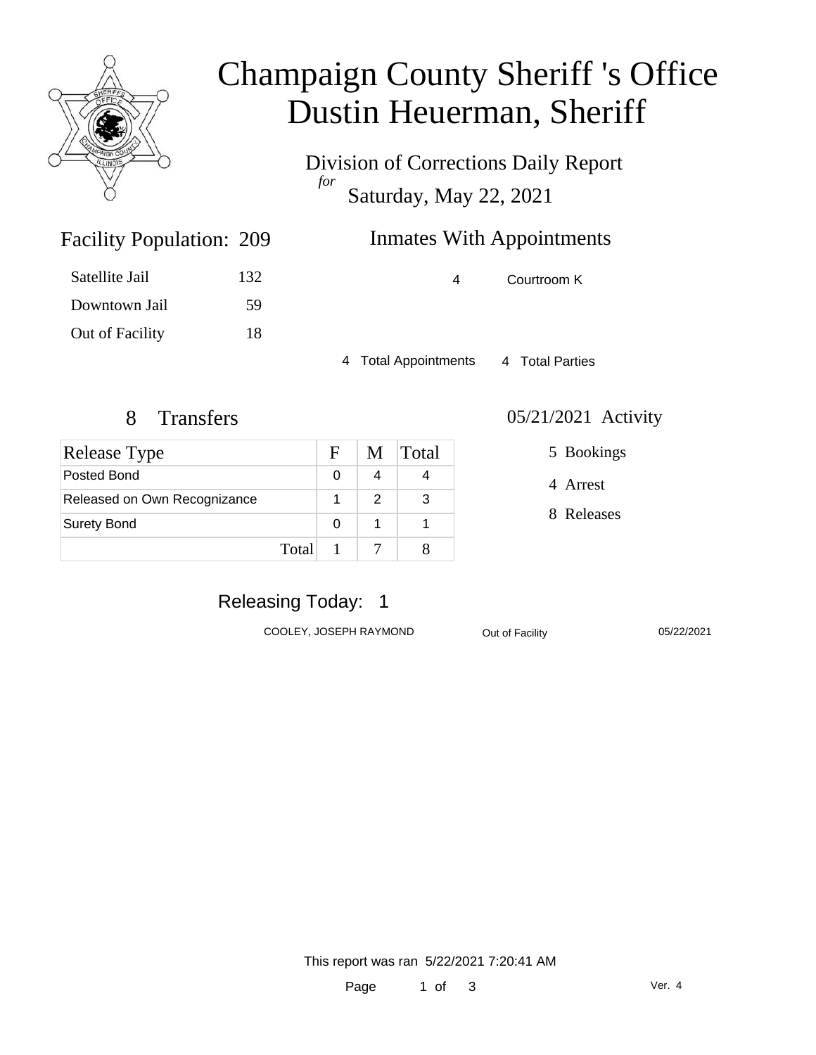# Champaign County Sheriff 's Office
# Dustin Heuerman, Sheriff

Division of Corrections Daily Report
*for*
Saturday, May 22, 2021

## Facility Population: 209

| | |
|---|---|
| Satellite Jail | 132 |
| Downtown Jail | 59 |
| Out of Facility | 18 |

## Inmates With Appointments

| | |
|---|---|
| 4 | Courtroom K |

4 Total Appointments 4 Total Parties

## 8 Transfers

| Release Type | F | M | Total |
|---|---|---|---|
| Posted Bond | 0 | 4 | 4 |
| Released on Own Recognizance | 1 | 2 | 3 |
| Surety Bond | 0 | 1 | 1 |
| Total | 1 | 7 | 8 |

## 05/21/2021 Activity

5 Bookings

4 Arrest

8 Releases

## Releasing Today: 1

| | | |
|---|---|---|
| COOLEY, JOSEPH RAYMOND | Out of Facility | 05/22/2021 |

This report was ran 5/22/2021 7:20:41 AM

Ver. 4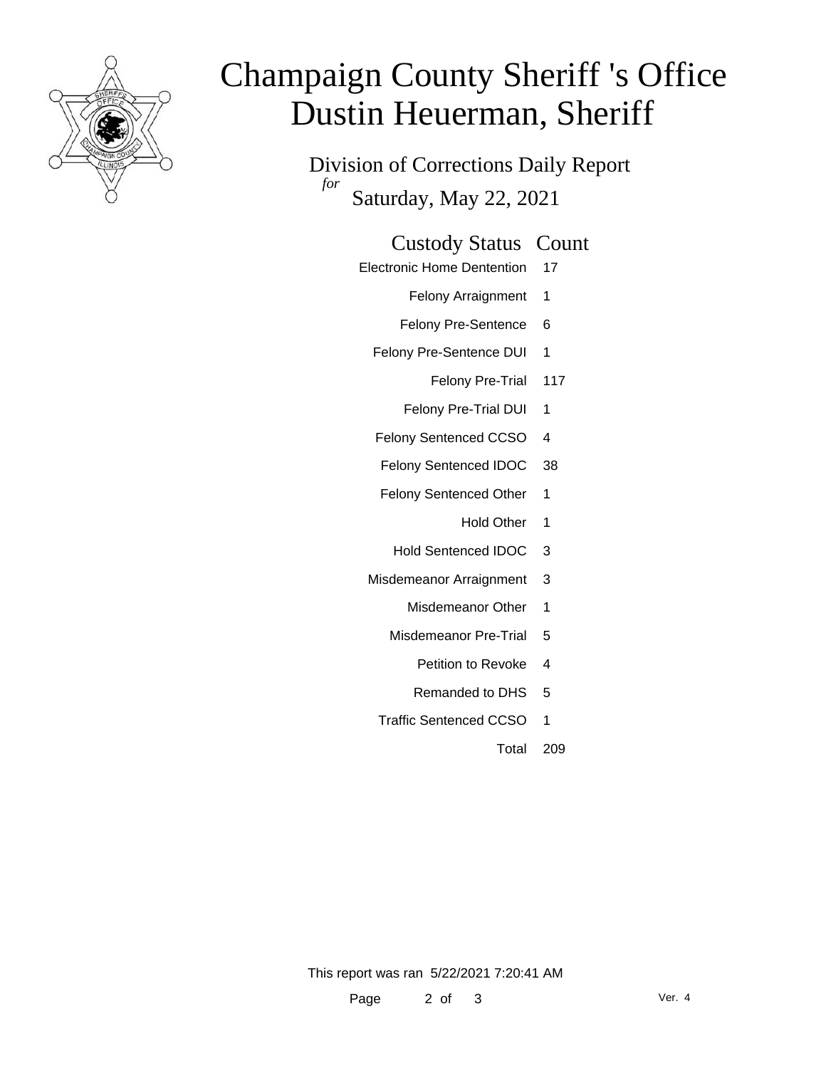# Champaign County Sheriff 's Office
# Dustin Heuerman, Sheriff

## Division of Corrections Daily Report
*for*
## Saturday, May 22, 2021

| Custody Status | Count |
|---|---|
| Electronic Home Dentention | 17 |
| Felony Arraignment | 1 |
| Felony Pre-Sentence | 6 |
| Felony Pre-Sentence DUI | 1 |
| Felony Pre-Trial | 117 |
| Felony Pre-Trial DUI | 1 |
| Felony Sentenced CCSO | 4 |
| Felony Sentenced IDOC | 38 |
| Felony Sentenced Other | 1 |
| Hold Other | 1 |
| Hold Sentenced IDOC | 3 |
| Misdemeanor Arraignment | 3 |
| Misdemeanor Other | 1 |
| Misdemeanor Pre-Trial | 5 |
| Petition to Revoke | 4 |
| Remanded to DHS | 5 |
| Traffic Sentenced CCSO | 1 |
| Total | 209 |

This report was ran 5/22/2021 7:20:41 AM

Ver. 4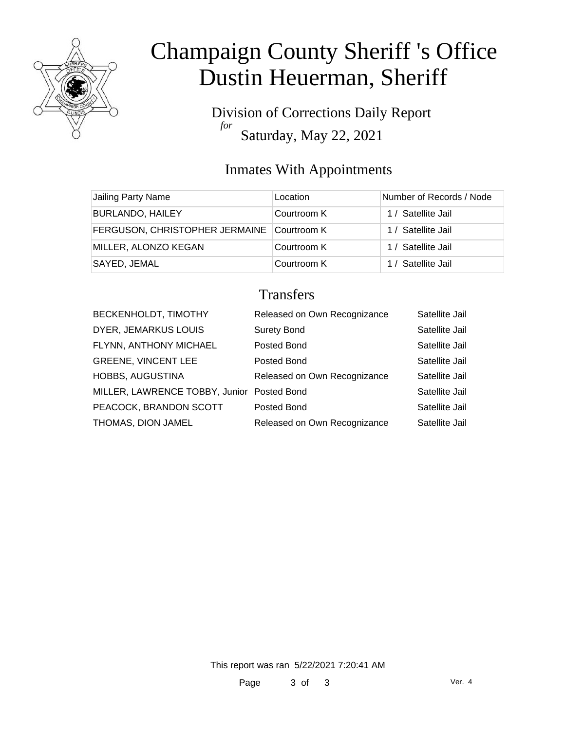# Champaign County Sheriff 's Office
# Dustin Heuerman, Sheriff

Division of Corrections Daily Report
*for*
Saturday, May 22, 2021

## Inmates With Appointments

| Jailing Party Name | Location | Number of Records / Node |
|---|---|---|
| BURLANDO, HAILEY | Courtroom K | 1 / Satellite Jail |
| FERGUSON, CHRISTOPHER JERMAINE | Courtroom K | 1 / Satellite Jail |
| MILLER, ALONZO KEGAN | Courtroom K | 1 / Satellite Jail |
| SAYED, JEMAL | Courtroom K | 1 / Satellite Jail |

## Transfers

| | | |
|---|---|---|
| BECKENHOLDT, TIMOTHY | Released on Own Recognizance | Satellite Jail |
| DYER, JEMARKUS LOUIS | Surety Bond | Satellite Jail |
| FLYNN, ANTHONY MICHAEL | Posted Bond | Satellite Jail |
| GREENE, VINCENT LEE | Posted Bond | Satellite Jail |
| HOBBS, AUGUSTINA | Released on Own Recognizance | Satellite Jail |
| MILLER, LAWRENCE TOBBY, Junior | Posted Bond | Satellite Jail |
| PEACOCK, BRANDON SCOTT | Posted Bond | Satellite Jail |
| THOMAS, DION JAMEL | Released on Own Recognizance | Satellite Jail |

This report was ran 5/22/2021 7:20:41 AM

Ver. 4